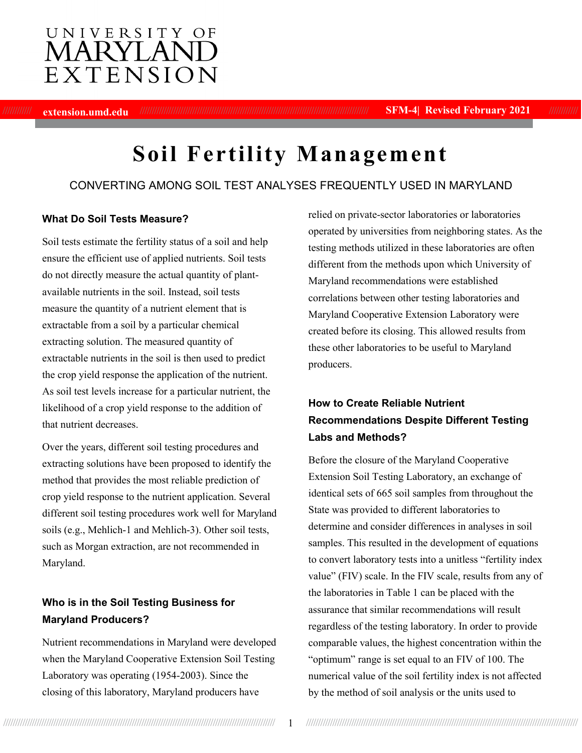# Soil Fertility Management

CONVERTING AMONG SOIL TEST ANALYSES FREQUENTLY USED IN MARYLAND

### What Do Soil Tests Measure?

Soil tests estimate the fertility status of a soil and help ensure the efficient use of applied nutrients. Soil tests do not directly measure the actual quantity of plant-available nutrients in the soil. Instead, soil tests measure the quantity of a nutrient element that is extractable from a soil by a particular chemical extracting solution. The measured quantity of extractable nutrients in the soil is then used to predict the crop yield response the application of the nutrient. As soil test levels increase for a particular nutrient, the likelihood of a crop yield response to the addition of that nutrient decreases.

Over the years, different soil testing procedures and extracting solutions have been proposed to identify the method that provides the most reliable prediction of crop yield response to the nutrient application. Several different soil testing procedures work well for Maryland soils (e.g., Mehlich-1 and Mehlich-3). Other soil tests, such as Morgan extraction, are not recommended in Maryland.

### Who is in the Soil Testing Business for Maryland Producers?

Nutrient recommendations in Maryland were developed when the Maryland Cooperative Extension Soil Testing Laboratory was operating (1954-2003). Since the closing of this laboratory, Maryland producers have relied on private-sector laboratories or laboratories operated by universities from neighboring states. As the testing methods utilized in these laboratories are often different from the methods upon which University of Maryland recommendations were established correlations between other testing laboratories and Maryland Cooperative Extension Laboratory were created before its closing. This allowed results from these other laboratories to be useful to Maryland producers.

### How to Create Reliable Nutrient Recommendations Despite Different Testing Labs and Methods?

Before the closure of the Maryland Cooperative Extension Soil Testing Laboratory, an exchange of identical sets of 665 soil samples from throughout the State was provided to different laboratories to determine and consider differences in analyses in soil samples. This resulted in the development of equations to convert laboratory tests into a unitless "fertility index value" (FIV) scale. In the FIV scale, results from any of the laboratories in Table 1 can be placed with the assurance that similar recommendations will result regardless of the testing laboratory. In order to provide comparable values, the highest concentration within the "optimum" range is set equal to an FIV of 100. The numerical value of the soil fertility index is not affected by the method of soil analysis or the units used to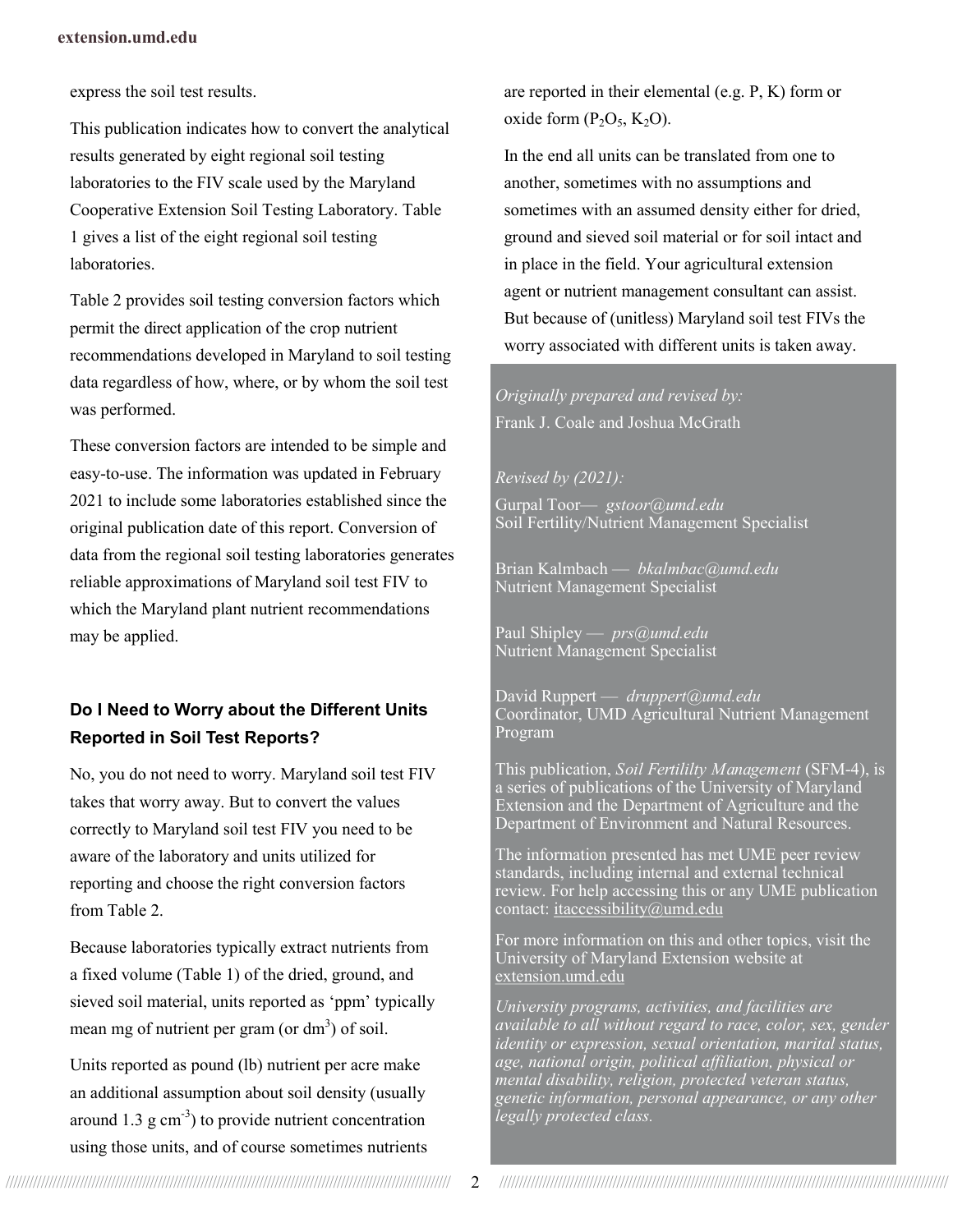express the soil test results.

This publication indicates how to convert the analytical results generated by eight regional soil testing laboratories to the FIV scale used by the Maryland Cooperative Extension Soil Testing Laboratory. Table 1 gives a list of the eight regional soil testing laboratories.

Table 2 provides soil testing conversion factors which permit the direct application of the crop nutrient recommendations developed in Maryland to soil testing data regardless of how, where, or by whom the soil test was performed.

These conversion factors are intended to be simple and easy-to-use. The information was updated in February 2021 to include some laboratories established since the original publication date of this report. Conversion of data from the regional soil testing laboratories generates reliable approximations of Maryland soil test FIV to which the Maryland plant nutrient recommendations may be applied.

## Do I Need to Worry about the Different Units Reported in Soil Test Reports?

No, you do not need to worry. Maryland soil test FIV takes that worry away. But to convert the values correctly to Maryland soil test FIV you need to be aware of the laboratory and units utilized for reporting and choose the right conversion factors from Table 2.

Because laboratories typically extract nutrients from a fixed volume (Table 1) of the dried, ground, and sieved soil material, units reported as 'ppm' typically mean mg of nutrient per gram (or $dm^3$) of soil.

Units reported as pound (lb) nutrient per acre make an additional assumption about soil density (usually around 1.3 g $cm^{-3}$) to provide nutrient concentration using those units, and of course sometimes nutrients are reported in their elemental (e.g. P, K) form or oxide form ($P_2O_5$, $K_2O$).

In the end all units can be translated from one to another, sometimes with no assumptions and sometimes with an assumed density either for dried, ground and sieved soil material or for soil intact and in place in the field. Your agricultural extension agent or nutrient management consultant can assist. But because of (unitless) Maryland soil test FIVs the worry associated with different units is taken away.

*Originally prepared and revised by:*
Frank J. Coale and Joshua McGrath

*Revised by (2021):*

Gurpal Toor— *gstoor@umd.edu*
Soil Fertility/Nutrient Management Specialist

Brian Kalmbach — *bkalmbac@umd.edu*
Nutrient Management Specialist

Paul Shipley — *prs@umd.edu*
Nutrient Management Specialist

David Ruppert — *druppert@umd.edu*
Coordinator, UMD Agricultural Nutrient Management Program

This publication, *Soil Fertililty Management* (SFM-4), is a series of publications of the University of Maryland Extension and the Department of Agriculture and the Department of Environment and Natural Resources.

The information presented has met UME peer review standards, including internal and external technical review. For help accessing this or any UME publication contact: itaccessibility@umd.edu

For more information on this and other topics, visit the University of Maryland Extension website at extension.umd.edu

*University programs, activities, and facilities are available to all without regard to race, color, sex, gender identity or expression, sexual orientation, marital status, age, national origin, political affiliation, physical or mental disability, religion, protected veteran status, genetic information, personal appearance, or any other legally protected class.*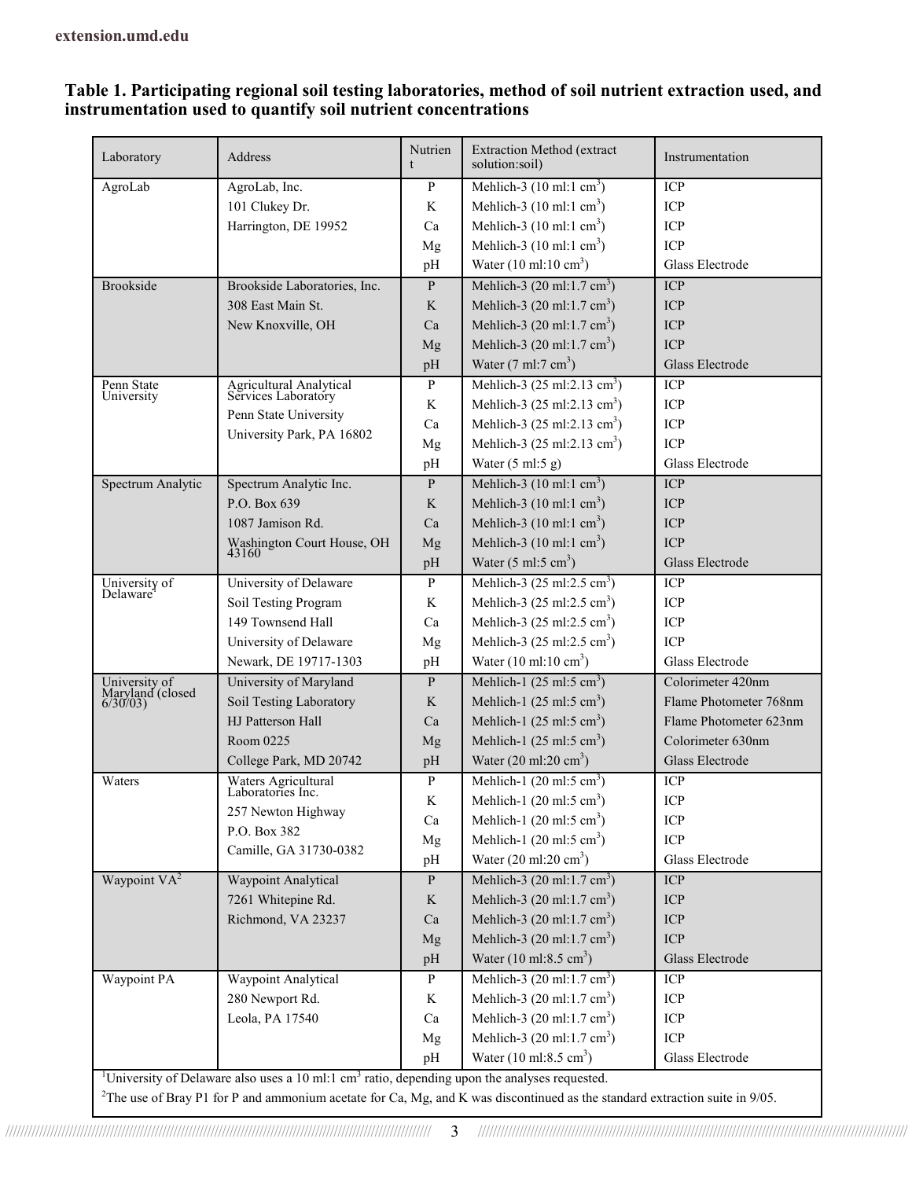**Table 1. Participating regional soil testing laboratories, method of soil nutrient extraction used, and instrumentation used to quantify soil nutrient concentrations**

| Laboratory | Address | Nutrient | Extraction Method (extract solution:soil) | Instrumentation |
|---|---|---|---|---|
| AgroLab | AgroLab, Inc. | P | Mehlich-3 (10 ml:1 $cm^3$) | ICP |
| | 101 Clukey Dr. | K | Mehlich-3 (10 ml:1 $cm^3$) | ICP |
| | Harrington, DE 19952 | Ca | Mehlich-3 (10 ml:1 $cm^3$) | ICP |
| | | Mg | Mehlich-3 (10 ml:1 $cm^3$) | ICP |
| | | pH | Water (10 ml:10 $cm^3$) | Glass Electrode |
| Brookside | Brookside Laboratories, Inc. | P | Mehlich-3 (20 ml:1.7 $cm^3$) | ICP |
| | 308 East Main St. | K | Mehlich-3 (20 ml:1.7 $cm^3$) | ICP |
| | New Knoxville, OH | Ca | Mehlich-3 (20 ml:1.7 $cm^3$) | ICP |
| | | Mg | Mehlich-3 (20 ml:1.7 $cm^3$) | ICP |
| | | pH | Water (7 ml:7 $cm^3$) | Glass Electrode |
| Penn State University | Agricultural Analytical Services Laboratory | P | Mehlich-3 (25 ml:2.13 $cm^3$) | ICP |
| | Penn State University | K | Mehlich-3 (25 ml:2.13 $cm^3$) | ICP |
| | University Park, PA 16802 | Ca | Mehlich-3 (25 ml:2.13 $cm^3$) | ICP |
| | | Mg | Mehlich-3 (25 ml:2.13 $cm^3$) | ICP |
| | | pH | Water (5 ml:5 g) | Glass Electrode |
| Spectrum Analytic | Spectrum Analytic Inc. | P | Mehlich-3 (10 ml:1 $cm^3$) | ICP |
| | P.O. Box 639 | K | Mehlich-3 (10 ml:1 $cm^3$) | ICP |
| | 1087 Jamison Rd. | Ca | Mehlich-3 (10 ml:1 $cm^3$) | ICP |
| | Washington Court House, OH 43160 | Mg | Mehlich-3 (10 ml:1 $cm^3$) | ICP |
| | | pH | Water (5 ml:5 $cm^3$) | Glass Electrode |
| University of Delaware[1] | University of Delaware | P | Mehlich-3 (25 ml:2.5 $cm^3$) | ICP |
| | Soil Testing Program | K | Mehlich-3 (25 ml:2.5 $cm^3$) | ICP |
| | 149 Townsend Hall | Ca | Mehlich-3 (25 ml:2.5 $cm^3$) | ICP |
| | University of Delaware | Mg | Mehlich-3 (25 ml:2.5 $cm^3$) | ICP |
| | Newark, DE 19717-1303 | pH | Water (10 ml:10 $cm^3$) | Glass Electrode |
| University of Maryland (closed 6/30/03) | University of Maryland | P | Mehlich-1 (25 ml:5 $cm^3$) | Colorimeter 420nm |
| | Soil Testing Laboratory | K | Mehlich-1 (25 ml:5 $cm^3$) | Flame Photometer 768nm |
| | HJ Patterson Hall | Ca | Mehlich-1 (25 ml:5 $cm^3$) | Flame Photometer 623nm |
| | Room 0225 | Mg | Mehlich-1 (25 ml:5 $cm^3$) | Colorimeter 630nm |
| | College Park, MD 20742 | pH | Water (20 ml:20 $cm^3$) | Glass Electrode |
| Waters | Waters Agricultural Laboratories Inc. | P | Mehlich-1 (20 ml:5 $cm^3$) | ICP |
| | 257 Newton Highway | K | Mehlich-1 (20 ml:5 $cm^3$) | ICP |
| | P.O. Box 382 | Ca | Mehlich-1 (20 ml:5 $cm^3$) | ICP |
| | Camille, GA 31730-0382 | Mg | Mehlich-1 (20 ml:5 $cm^3$) | ICP |
| | | pH | Water (20 ml:20 $cm^3$) | Glass Electrode |
| Waypoint VA[2] | Waypoint Analytical | P | Mehlich-3 (20 ml:1.7 $cm^3$) | ICP |
| | 7261 Whitepine Rd. | K | Mehlich-3 (20 ml:1.7 $cm^3$) | ICP |
| | Richmond, VA 23237 | Ca | Mehlich-3 (20 ml:1.7 $cm^3$) | ICP |
| | | Mg | Mehlich-3 (20 ml:1.7 $cm^3$) | ICP |
| | | pH | Water (10 ml:8.5 $cm^3$) | Glass Electrode |
| Waypoint PA | Waypoint Analytical | P | Mehlich-3 (20 ml:1.7 $cm^3$) | ICP |
| | 280 Newport Rd. | K | Mehlich-3 (20 ml:1.7 $cm^3$) | ICP |
| | Leola, PA 17540 | Ca | Mehlich-3 (20 ml:1.7 $cm^3$) | ICP |
| | | Mg | Mehlich-3 (20 ml:1.7 $cm^3$) | ICP |
| | | pH | Water (10 ml:8.5 $cm^3$) | Glass Electrode |

[1]University of Delaware also uses a 10 ml:1 $cm^3$ ratio, depending upon the analyses requested.

[2]The use of Bray P1 for P and ammonium acetate for Ca, Mg, and K was discontinued as the standard extraction suite in 9/05.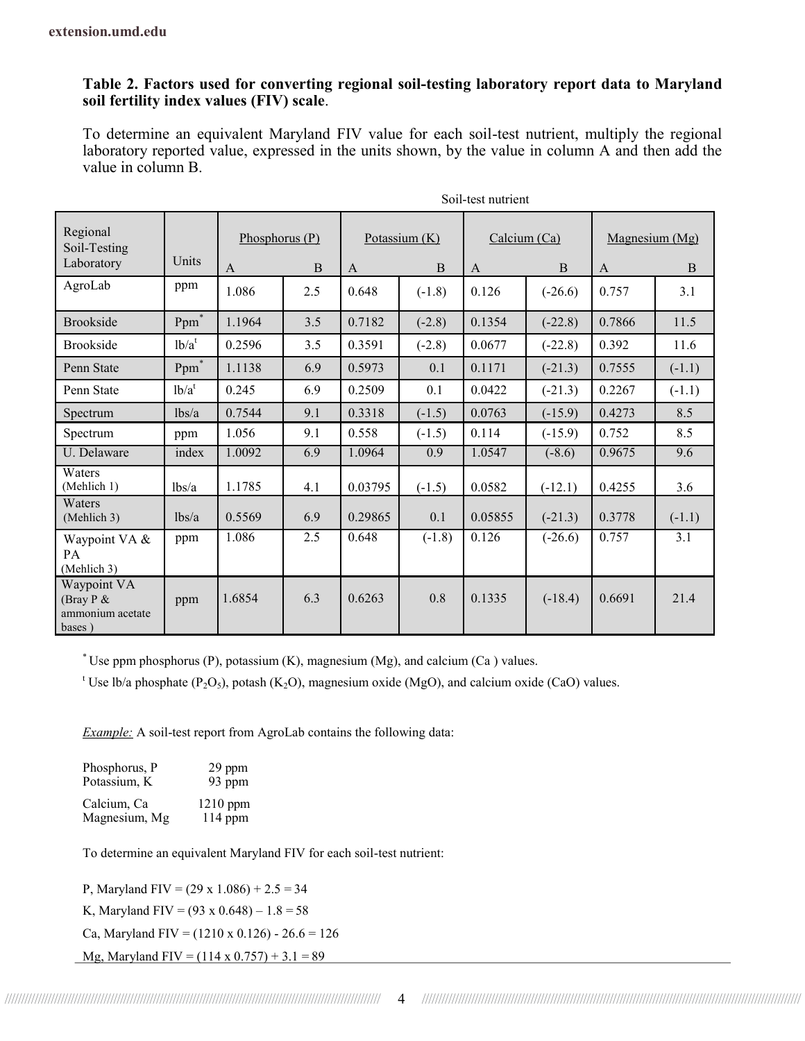**Table 2. Factors used for converting regional soil-testing laboratory report data to Maryland soil fertility index values (FIV) scale**.

To determine an equivalent Maryland FIV value for each soil-test nutrient, multiply the regional laboratory reported value, expressed in the units shown, by the value in column A and then add the value in column B.

| Regional Soil-Testing Laboratory | Units | Phosphorus (P) A | Phosphorus (P) B | Potassium (K) A | Potassium (K) B | Calcium (Ca) A | Calcium (Ca) B | Magnesium (Mg) A | Magnesium (Mg) B |
|---|---|---|---|---|---|---|---|---|---|
| AgroLab | ppm | 1.086 | 2.5 | 0.648 | (-1.8) | 0.126 | (-26.6) | 0.757 | 3.1 |
| Brookside | Ppm* | 1.1964 | 3.5 | 0.7182 | (-2.8) | 0.1354 | (-22.8) | 0.7866 | 11.5 |
| Brookside | lb/a[t] | 0.2596 | 3.5 | 0.3591 | (-2.8) | 0.0677 | (-22.8) | 0.392 | 11.6 |
| Penn State | Ppm* | 1.1138 | 6.9 | 0.5973 | 0.1 | 0.1171 | (-21.3) | 0.7555 | (-1.1) |
| Penn State | lb/a[t] | 0.245 | 6.9 | 0.2509 | 0.1 | 0.0422 | (-21.3) | 0.2267 | (-1.1) |
| Spectrum | lbs/a | 0.7544 | 9.1 | 0.3318 | (-1.5) | 0.0763 | (-15.9) | 0.4273 | 8.5 |
| Spectrum | ppm | 1.056 | 9.1 | 0.558 | (-1.5) | 0.114 | (-15.9) | 0.752 | 8.5 |
| U. Delaware | index | 1.0092 | 6.9 | 1.0964 | 0.9 | 1.0547 | (-8.6) | 0.9675 | 9.6 |
| Waters (Mehlich 1) | lbs/a | 1.1785 | 4.1 | 0.03795 | (-1.5) | 0.0582 | (-12.1) | 0.4255 | 3.6 |
| Waters (Mehlich 3) | lbs/a | 0.5569 | 6.9 | 0.29865 | 0.1 | 0.05855 | (-21.3) | 0.3778 | (-1.1) |
| Waypoint VA & PA (Mehlich 3) | ppm | 1.086 | 2.5 | 0.648 | (-1.8) | 0.126 | (-26.6) | 0.757 | 3.1 |
| Waypoint VA (Bray P & ammonium acetate bases ) | ppm | 1.6854 | 6.3 | 0.6263 | 0.8 | 0.1335 | (-18.4) | 0.6691 | 21.4 |

\* Use ppm phosphorus (P), potassium (K), magnesium (Mg), and calcium (Ca ) values.

[t] Use lb/a phosphate ($P_2O_5$), potash ($K_2O$), magnesium oxide (MgO), and calcium oxide (CaO) values.

*Example:* A soil-test report from AgroLab contains the following data:

Phosphorus, P 29 ppm
Potassium, K 93 ppm

Calcium, Ca 1210 ppm
Magnesium, Mg 114 ppm

To determine an equivalent Maryland FIV for each soil-test nutrient:

P, Maryland FIV = (29 x 1.086) + 2.5 = 34

K, Maryland FIV = (93 x 0.648) – 1.8 = 58

Ca, Maryland FIV = (1210 x 0.126) - 26.6 = 126

Mg, Maryland FIV = (114 x 0.757) + 3.1 = 89